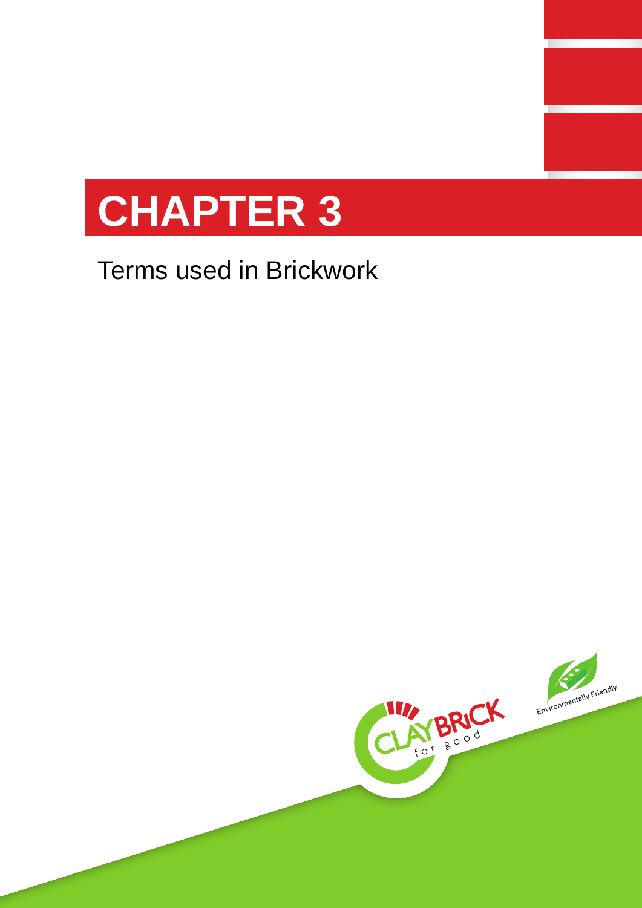# CHAPTER 3

Terms used in Brickwork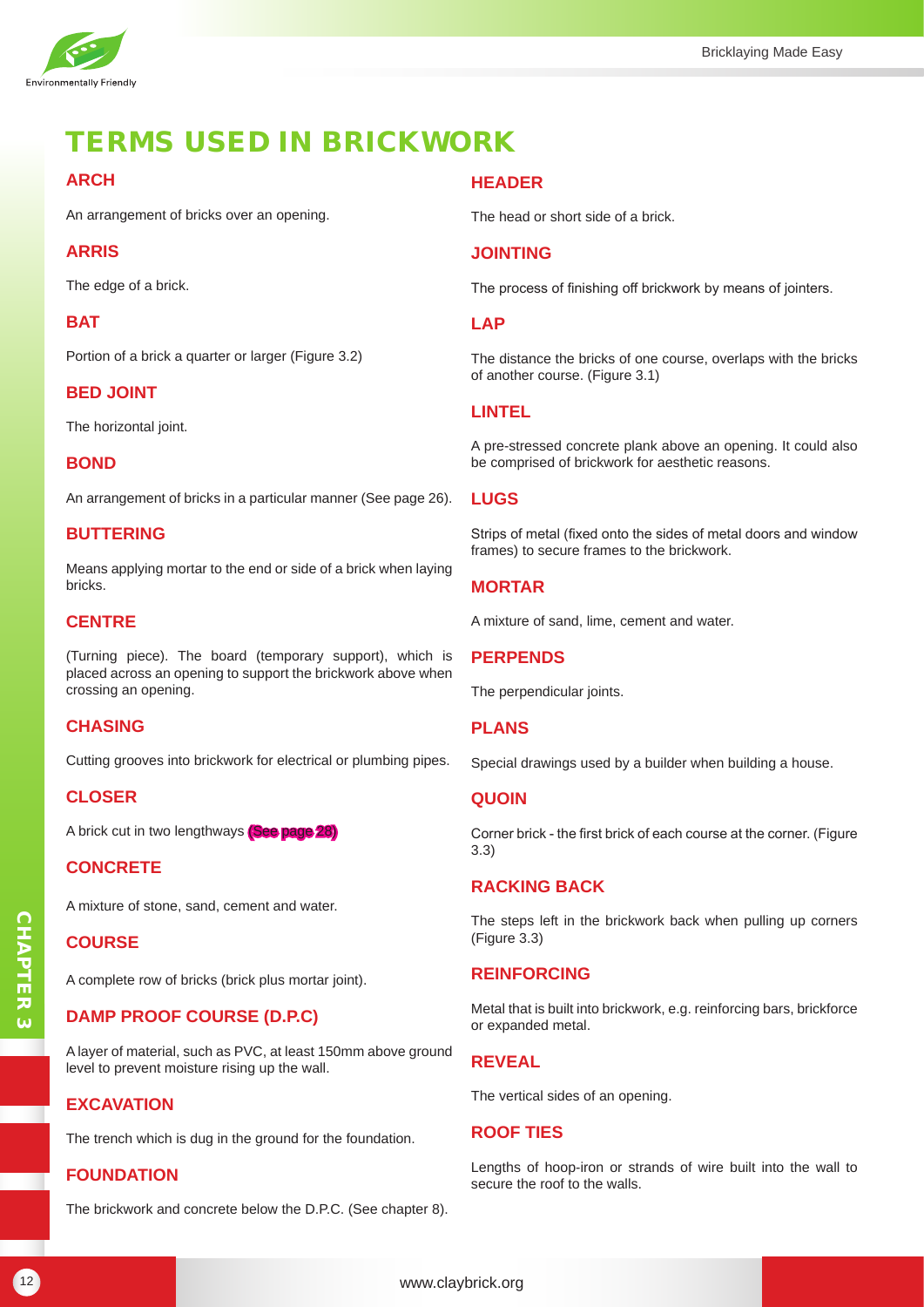# TERMS USED IN BRICKWORK

## ARCH

An arrangement of bricks over an opening.

## ARRIS

The edge of a brick.

## BAT

Portion of a brick a quarter or larger (Figure 3.2)

## BED JOINT

The horizontal joint.

## BOND

An arrangement of bricks in a particular manner (See page 26).

## BUTTERING

Means applying mortar to the end or side of a brick when laying bricks.

## CENTRE

(Turning piece). The board (temporary support), which is placed across an opening to support the brickwork above when crossing an opening.

## CHASING

Cutting grooves into brickwork for electrical or plumbing pipes.

## CLOSER

A brick cut in two lengthways **(See page 28)**

## CONCRETE

A mixture of stone, sand, cement and water.

## COURSE

A complete row of bricks (brick plus mortar joint).

## DAMP PROOF COURSE (D.P.C)

A layer of material, such as PVC, at least 150mm above ground level to prevent moisture rising up the wall.

## EXCAVATION

The trench which is dug in the ground for the foundation.

## FOUNDATION

The brickwork and concrete below the D.P.C. (See chapter 8).

## HEADER

The head or short side of a brick.

## JOINTING

The process of finishing off brickwork by means of jointers.

## LAP

The distance the bricks of one course, overlaps with the bricks of another course. (Figure 3.1)

## LINTEL

A pre-stressed concrete plank above an opening. It could also be comprised of brickwork for aesthetic reasons.

## LUGS

Strips of metal (fixed onto the sides of metal doors and window frames) to secure frames to the brickwork.

## MORTAR

A mixture of sand, lime, cement and water.

## PERPENDS

The perpendicular joints.

## PLANS

Special drawings used by a builder when building a house.

## QUOIN

Corner brick - the first brick of each course at the corner. (Figure 3.3)

## RACKING BACK

The steps left in the brickwork back when pulling up corners (Figure 3.3)

## REINFORCING

Metal that is built into brickwork, e.g. reinforcing bars, brickforce or expanded metal.

## REVEAL

The vertical sides of an opening.

## ROOF TIES

Lengths of hoop-iron or strands of wire built into the wall to secure the roof to the walls.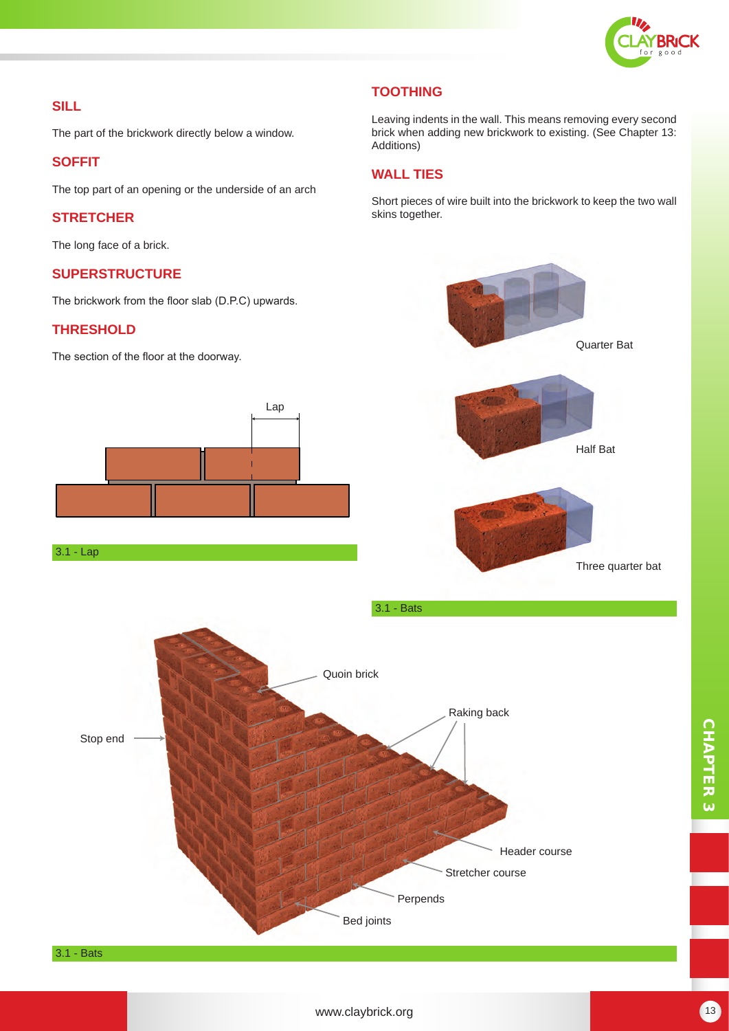## SILL

The part of the brickwork directly below a window.

## SOFFIT

The top part of an opening or the underside of an arch

## STRETCHER

The long face of a brick.

## SUPERSTRUCTURE

The brickwork from the floor slab (D.P.C) upwards.

## THRESHOLD

The section of the floor at the doorway.

3.1 - Lap

## TOOTHING

Leaving indents in the wall. This means removing every second brick when adding new brickwork to existing. (See Chapter 13: Additions)

## WALL TIES

Short pieces of wire built into the brickwork to keep the two wall skins together.

3.1 - Bats

3.1 - Bats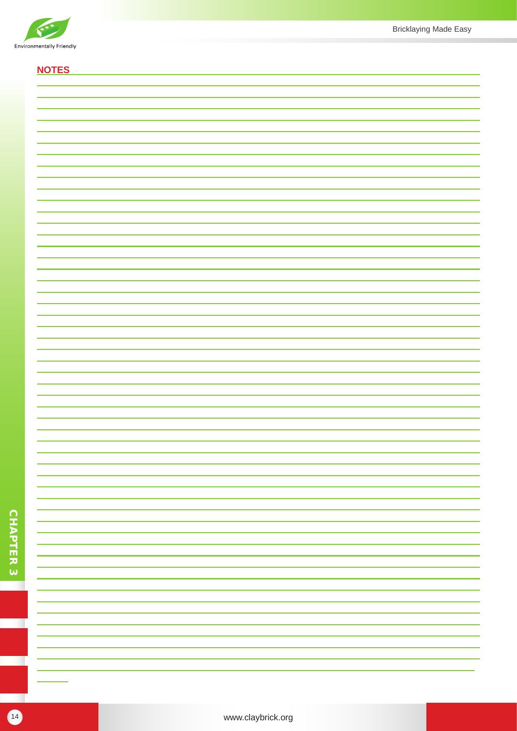## NOTES